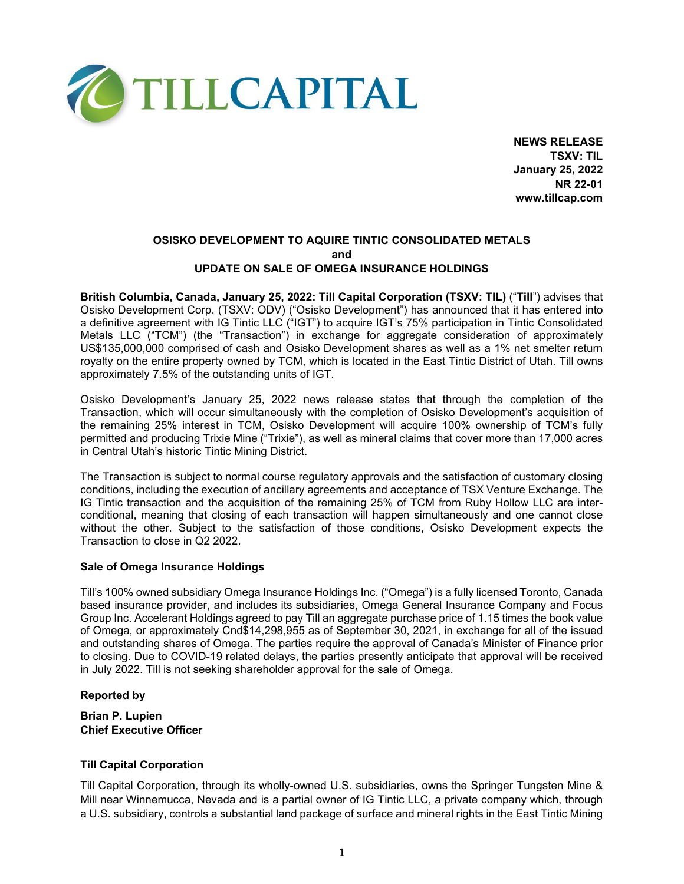TILLCAPITAL

**NEWS RELEASE**
**TSXV: TIL**
**January 25, 2022**
**NR 22-01**
**www.tillcap.com**

## OSISKO DEVELOPMENT TO AQUIRE TINTIC CONSOLIDATED METALS and UPDATE ON SALE OF OMEGA INSURANCE HOLDINGS

**British Columbia, Canada, January 25, 2022: Till Capital Corporation (TSXV: TIL)** ("**Till**") advises that Osisko Development Corp. (TSXV: ODV) ("Osisko Development") has announced that it has entered into a definitive agreement with IG Tintic LLC ("IGT") to acquire IGT's 75% participation in Tintic Consolidated Metals LLC ("TCM") (the "Transaction") in exchange for aggregate consideration of approximately US$135,000,000 comprised of cash and Osisko Development shares as well as a 1% net smelter return royalty on the entire property owned by TCM, which is located in the East Tintic District of Utah. Till owns approximately 7.5% of the outstanding units of IGT.

Osisko Development's January 25, 2022 news release states that through the completion of the Transaction, which will occur simultaneously with the completion of Osisko Development's acquisition of the remaining 25% interest in TCM, Osisko Development will acquire 100% ownership of TCM's fully permitted and producing Trixie Mine ("Trixie"), as well as mineral claims that cover more than 17,000 acres in Central Utah's historic Tintic Mining District.

The Transaction is subject to normal course regulatory approvals and the satisfaction of customary closing conditions, including the execution of ancillary agreements and acceptance of TSX Venture Exchange. The IG Tintic transaction and the acquisition of the remaining 25% of TCM from Ruby Hollow LLC are inter-conditional, meaning that closing of each transaction will happen simultaneously and one cannot close without the other. Subject to the satisfaction of those conditions, Osisko Development expects the Transaction to close in Q2 2022.

### Sale of Omega Insurance Holdings

Till's 100% owned subsidiary Omega Insurance Holdings Inc. ("Omega") is a fully licensed Toronto, Canada based insurance provider, and includes its subsidiaries, Omega General Insurance Company and Focus Group Inc. Accelerant Holdings agreed to pay Till an aggregate purchase price of 1.15 times the book value of Omega, or approximately Cnd$14,298,955 as of September 30, 2021, in exchange for all of the issued and outstanding shares of Omega. The parties require the approval of Canada's Minister of Finance prior to closing. Due to COVID-19 related delays, the parties presently anticipate that approval will be received in July 2022. Till is not seeking shareholder approval for the sale of Omega.

**Reported by**

**Brian P. Lupien**
**Chief Executive Officer**

### Till Capital Corporation

Till Capital Corporation, through its wholly-owned U.S. subsidiaries, owns the Springer Tungsten Mine & Mill near Winnemucca, Nevada and is a partial owner of IG Tintic LLC, a private company which, through a U.S. subsidiary, controls a substantial land package of surface and mineral rights in the East Tintic Mining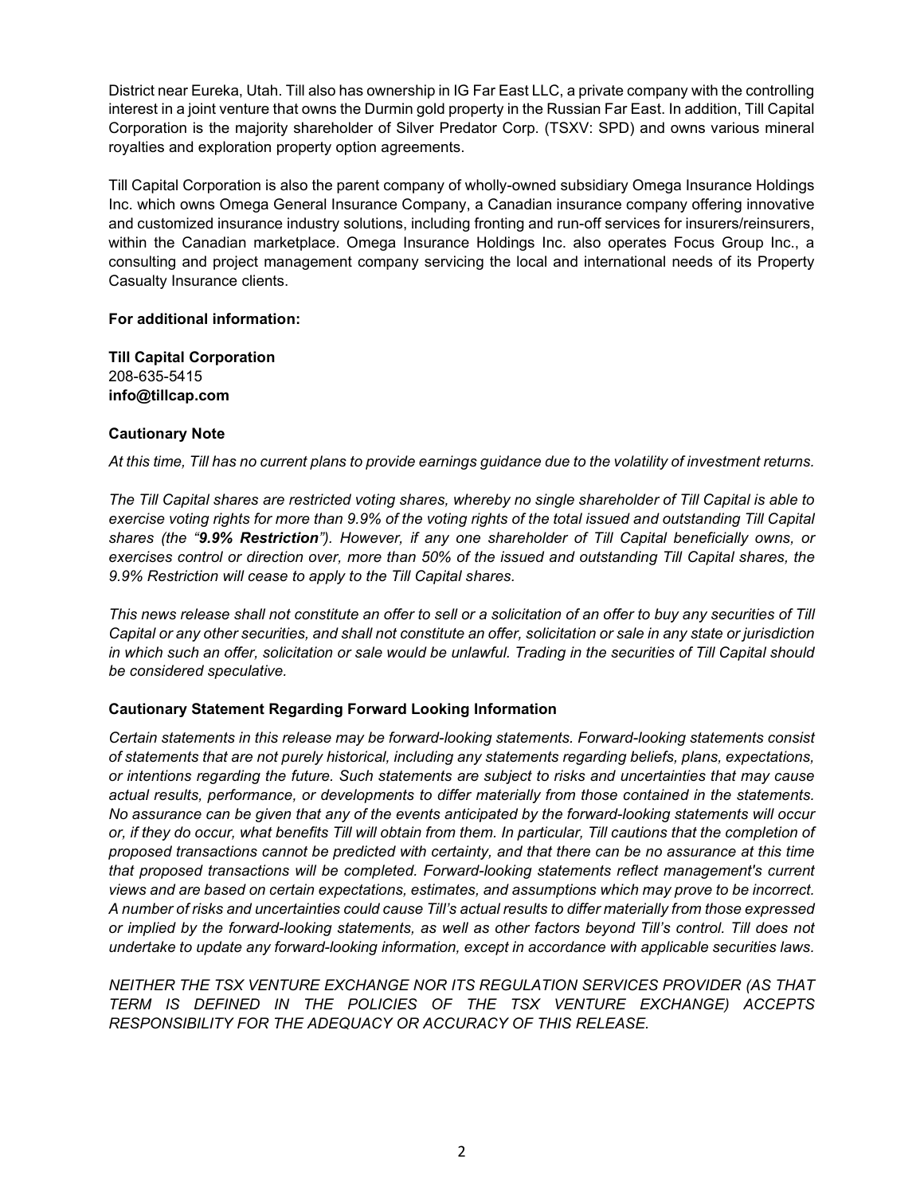District near Eureka, Utah. Till also has ownership in IG Far East LLC, a private company with the controlling interest in a joint venture that owns the Durmin gold property in the Russian Far East. In addition, Till Capital Corporation is the majority shareholder of Silver Predator Corp. (TSXV: SPD) and owns various mineral royalties and exploration property option agreements.

Till Capital Corporation is also the parent company of wholly-owned subsidiary Omega Insurance Holdings Inc. which owns Omega General Insurance Company, a Canadian insurance company offering innovative and customized insurance industry solutions, including fronting and run-off services for insurers/reinsurers, within the Canadian marketplace. Omega Insurance Holdings Inc. also operates Focus Group Inc., a consulting and project management company servicing the local and international needs of its Property Casualty Insurance clients.

**For additional information:**

**Till Capital Corporation**
208-635-5415
**info@tillcap.com**

**Cautionary Note**

*At this time, Till has no current plans to provide earnings guidance due to the volatility of investment returns.*

*The Till Capital shares are restricted voting shares, whereby no single shareholder of Till Capital is able to exercise voting rights for more than 9.9% of the voting rights of the total issued and outstanding Till Capital shares (the "**9.9% Restriction**"). However, if any one shareholder of Till Capital beneficially owns, or exercises control or direction over, more than 50% of the issued and outstanding Till Capital shares, the 9.9% Restriction will cease to apply to the Till Capital shares.*

*This news release shall not constitute an offer to sell or a solicitation of an offer to buy any securities of Till Capital or any other securities, and shall not constitute an offer, solicitation or sale in any state or jurisdiction in which such an offer, solicitation or sale would be unlawful. Trading in the securities of Till Capital should be considered speculative.*

**Cautionary Statement Regarding Forward Looking Information**

*Certain statements in this release may be forward-looking statements. Forward-looking statements consist of statements that are not purely historical, including any statements regarding beliefs, plans, expectations, or intentions regarding the future. Such statements are subject to risks and uncertainties that may cause actual results, performance, or developments to differ materially from those contained in the statements. No assurance can be given that any of the events anticipated by the forward-looking statements will occur or, if they do occur, what benefits Till will obtain from them. In particular, Till cautions that the completion of proposed transactions cannot be predicted with certainty, and that there can be no assurance at this time that proposed transactions will be completed. Forward-looking statements reflect management's current views and are based on certain expectations, estimates, and assumptions which may prove to be incorrect. A number of risks and uncertainties could cause Till's actual results to differ materially from those expressed or implied by the forward-looking statements, as well as other factors beyond Till's control. Till does not undertake to update any forward-looking information, except in accordance with applicable securities laws.*

*NEITHER THE TSX VENTURE EXCHANGE NOR ITS REGULATION SERVICES PROVIDER (AS THAT TERM IS DEFINED IN THE POLICIES OF THE TSX VENTURE EXCHANGE) ACCEPTS RESPONSIBILITY FOR THE ADEQUACY OR ACCURACY OF THIS RELEASE.*